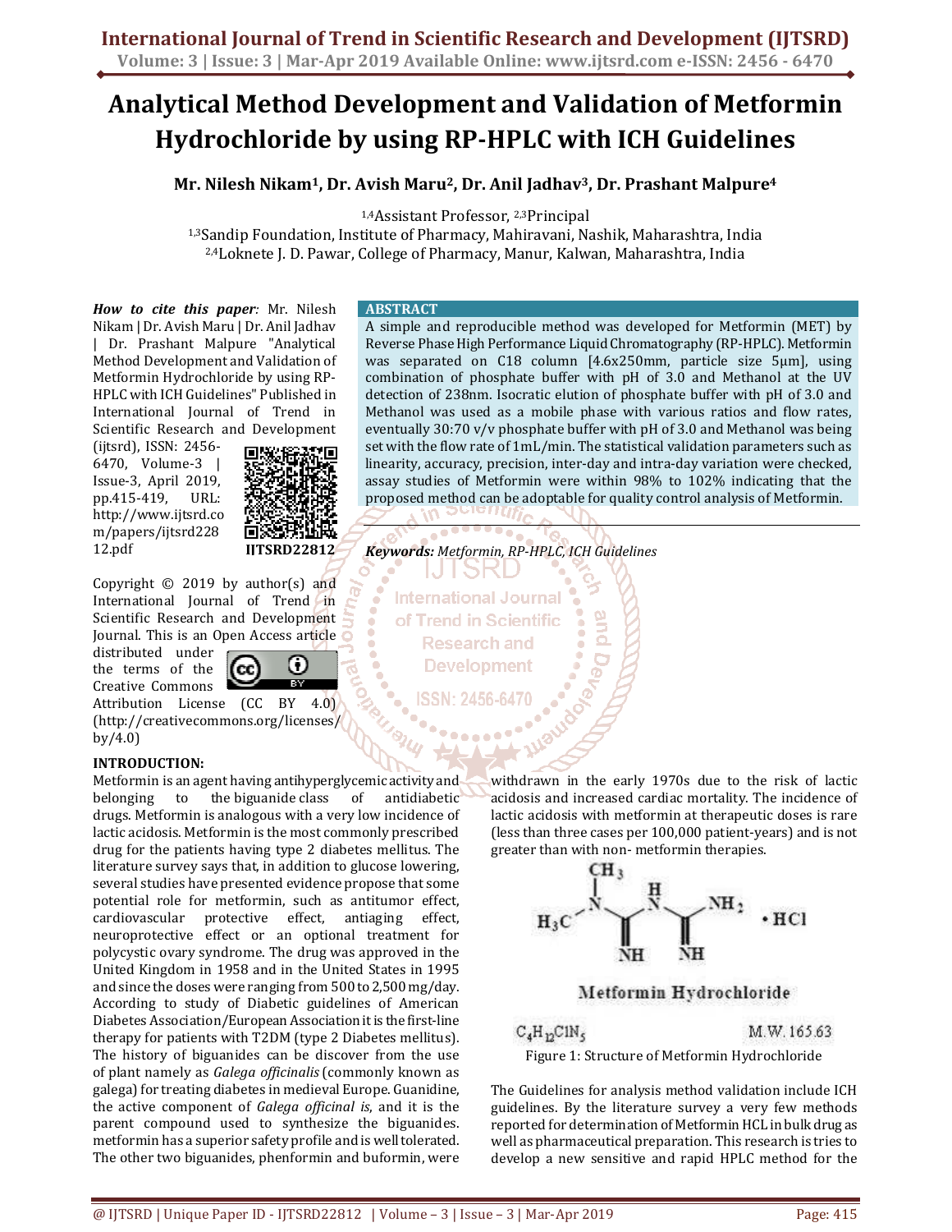# Analytical Method Development and Validation of Metformin Hydrochloride by using RP-HPLC with ICH Guidelines

**Mr. Nilesh Nikam[1], Dr. Avish Maru[2], Dr. Anil Jadhav[3], Dr. Prashant Malpure[4]**

[1,4]Assistant Professor, [2,3]Principal

[1,3]Sandip Foundation, Institute of Pharmacy, Mahiravani, Nashik, Maharashtra, India

[2,4]Loknete J. D. Pawar, College of Pharmacy, Manur, Kalwan, Maharashtra, India

***How to cite this paper:*** Mr. Nilesh Nikam | Dr. Avish Maru | Dr. Anil Jadhav | Dr. Prashant Malpure "Analytical Method Development and Validation of Metformin Hydrochloride by using RP-HPLC with ICH Guidelines" Published in International Journal of Trend in Scientific Research and Development (ijtsrd), ISSN: 2456-6470, Volume-3 | Issue-3, April 2019, pp.415-419, URL: http://www.ijtsrd.com/papers/ijtsrd22812.pdf

**IJTSRD22812**

Copyright © 2019 by author(s) and International Journal of Trend in Scientific Research and Development Journal. This is an Open Access article distributed under the terms of the Creative Commons Attribution License (CC BY 4.0) (http://creativecommons.org/licenses/by/4.0)

## ABSTRACT

A simple and reproducible method was developed for Metformin (MET) by Reverse Phase High Performance Liquid Chromatography (RP-HPLC). Metformin was separated on C18 column [4.6x250mm, particle size 5μm], using combination of phosphate buffer with pH of 3.0 and Methanol at the UV detection of 238nm. Isocratic elution of phosphate buffer with pH of 3.0 and Methanol was used as a mobile phase with various ratios and flow rates, eventually 30:70 v/v phosphate buffer with pH of 3.0 and Methanol was being set with the flow rate of 1mL/min. The statistical validation parameters such as linearity, accuracy, precision, inter-day and intra-day variation were checked, assay studies of Metformin were within 98% to 102% indicating that the proposed method can be adoptable for quality control analysis of Metformin.

***Keywords:*** *Metformin, RP-HPLC, ICH Guidelines*

## INTRODUCTION:

Metformin is an agent having antihyperglycemic activity and belonging to the biguanide class of antidiabetic drugs. Metformin is analogous with a very low incidence of lactic acidosis. Metformin is the most commonly prescribed drug for the patients having type 2 diabetes mellitus. The literature survey says that, in addition to glucose lowering, several studies have presented evidence propose that some potential role for metformin, such as antitumor effect, cardiovascular protective effect, antiaging effect, neuroprotective effect or an optional treatment for polycystic ovary syndrome. The drug was approved in the United Kingdom in 1958 and in the United States in 1995 and since the doses were ranging from 500 to 2,500 mg/day. According to study of Diabetic guidelines of American Diabetes Association/European Association it is the first-line therapy for patients with T2DM (type 2 Diabetes mellitus). The history of biguanides can be discover from the use of plant namely as *Galega officinalis* (commonly known as galega) for treating diabetes in medieval Europe. Guanidine, the active component of *Galega officinal is*, and it is the parent compound used to synthesize the biguanides. metformin has a superior safety profile and is well tolerated. The other two biguanides, phenformin and buformin, were withdrawn in the early 1970s due to the risk of lactic acidosis and increased cardiac mortality. The incidence of lactic acidosis with metformin at therapeutic doses is rare (less than three cases per 100,000 patient-years) and is not greater than with non- metformin therapies.

Metformin Hydrochloride

$C_4H_{12}ClN_5$ M.W. 165.63

Figure 1: Structure of Metformin Hydrochloride

The Guidelines for analysis method validation include ICH guidelines. By the literature survey a very few methods reported for determination of Metformin HCL in bulk drug as well as pharmaceutical preparation. This research is tries to develop a new sensitive and rapid HPLC method for the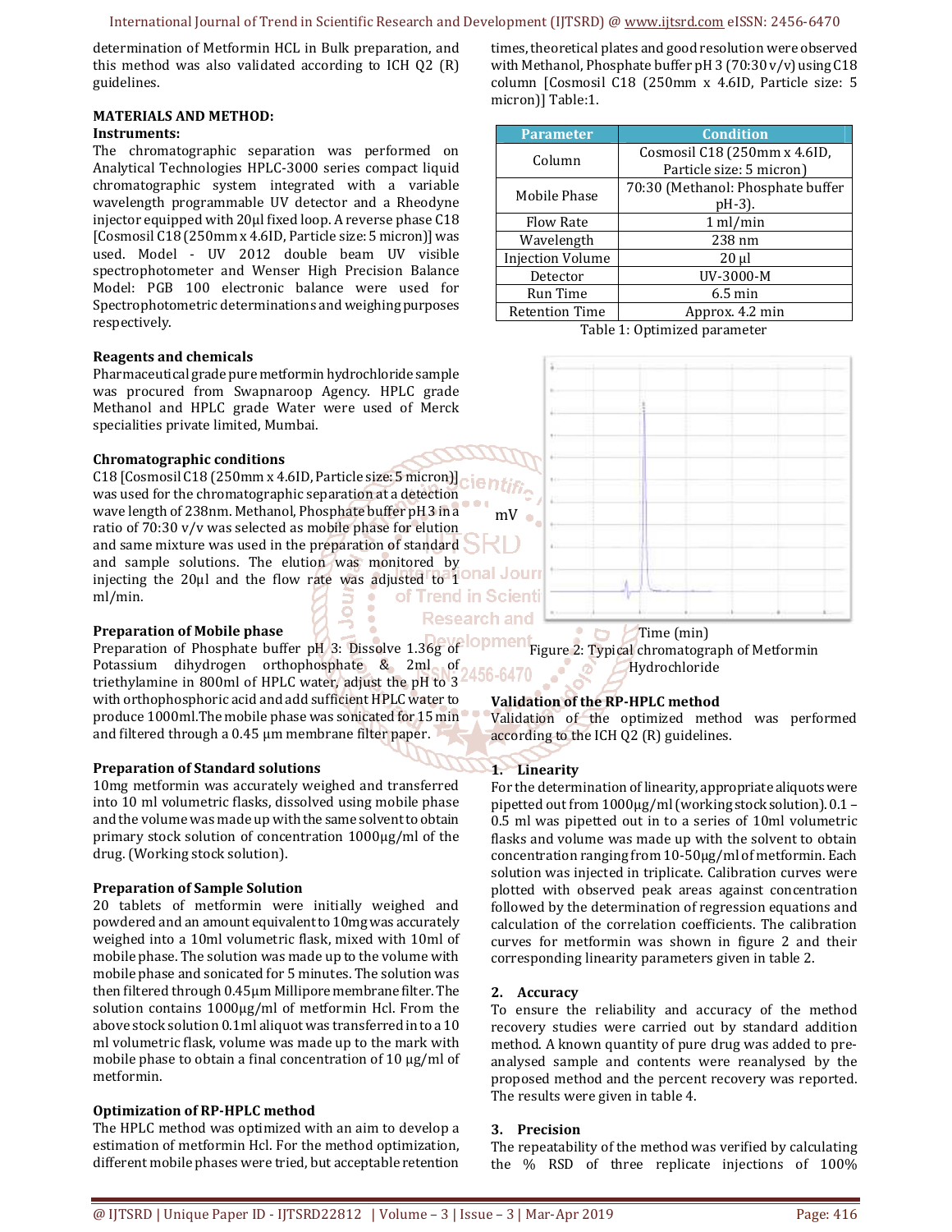determination of Metformin HCL in Bulk preparation, and this method was also validated according to ICH Q2 (R) guidelines.

## MATERIALS AND METHOD:

### Instruments:

The chromatographic separation was performed on Analytical Technologies HPLC-3000 series compact liquid chromatographic system integrated with a variable wavelength programmable UV detector and a Rheodyne injector equipped with 20μl fixed loop. A reverse phase C18 [Cosmosil C18 (250mm x 4.6ID, Particle size: 5 micron)] was used. Model - UV 2012 double beam UV visible spectrophotometer and Wenser High Precision Balance Model: PGB 100 electronic balance were used for Spectrophotometric determinations and weighing purposes respectively.

### Reagents and chemicals

Pharmaceutical grade pure metformin hydrochloride sample was procured from Swapnaroop Agency. HPLC grade Methanol and HPLC grade Water were used of Merck specialities private limited, Mumbai.

### Chromatographic conditions

C18 [Cosmosil C18 (250mm x 4.6ID, Particle size: 5 micron)] was used for the chromatographic separation at a detection wave length of 238nm. Methanol, Phosphate buffer pH 3 in a ratio of 70:30 v/v was selected as mobile phase for elution and same mixture was used in the preparation of standard and sample solutions. The elution was monitored by injecting the 20μl and the flow rate was adjusted to 1 ml/min.

### Preparation of Mobile phase

Preparation of Phosphate buffer pH 3: Dissolve 1.36g of Potassium dihydrogen orthophosphate & 2ml of triethylamine in 800ml of HPLC water, adjust the pH to 3 with orthophosphoric acid and add sufficient HPLC water to produce 1000ml. The mobile phase was sonicated for 15 min and filtered through a 0.45 μm membrane filter paper.

### Preparation of Standard solutions

10mg metformin was accurately weighed and transferred into 10 ml volumetric flasks, dissolved using mobile phase and the volume was made up with the same solvent to obtain primary stock solution of concentration 1000μg/ml of the drug. (Working stock solution).

### Preparation of Sample Solution

20 tablets of metformin were initially weighed and powdered and an amount equivalent to 10mg was accurately weighed into a 10ml volumetric flask, mixed with 10ml of mobile phase. The solution was made up to the volume with mobile phase and sonicated for 5 minutes. The solution was then filtered through 0.45μm Millipore membrane filter. The solution contains 1000μg/ml of metformin Hcl. From the above stock solution 0.1ml aliquot was transferred in to a 10 ml volumetric flask, volume was made up to the mark with mobile phase to obtain a final concentration of 10 μg/ml of metformin.

### Optimization of RP-HPLC method

The HPLC method was optimized with an aim to develop a estimation of metformin Hcl. For the method optimization, different mobile phases were tried, but acceptable retention times, theoretical plates and good resolution were observed with Methanol, Phosphate buffer pH 3 (70:30 v/v) using C18 column [Cosmosil C18 (250mm x 4.6ID, Particle size: 5 micron)] Table:1.

| Parameter | Condition |
|---|---|
| Column | Cosmosil C18 (250mm x 4.6ID, Particle size: 5 micron) |
| Mobile Phase | 70:30 (Methanol: Phosphate buffer pH-3). |
| Flow Rate | 1 ml/min |
| Wavelength | 238 nm |
| Injection Volume | 20 μl |
| Detector | UV-3000-M |
| Run Time | 6.5 min |
| Retention Time | Approx. 4.2 min |

Table 1: Optimized parameter

Figure 2: Typical chromatograph of Metformin Hydrochloride

### Validation of the RP-HPLC method

Validation of the optimized method was performed according to the ICH Q2 (R) guidelines.

#### 1. Linearity

For the determination of linearity, appropriate aliquots were pipetted out from 1000μg/ml (working stock solution). 0.1 – 0.5 ml was pipetted out in to a series of 10ml volumetric flasks and volume was made up with the solvent to obtain concentration ranging from 10-50μg/ml of metformin. Each solution was injected in triplicate. Calibration curves were plotted with observed peak areas against concentration followed by the determination of regression equations and calculation of the correlation coefficients. The calibration curves for metformin was shown in figure 2 and their corresponding linearity parameters given in table 2.

#### 2. Accuracy

To ensure the reliability and accuracy of the method recovery studies were carried out by standard addition method. A known quantity of pure drug was added to pre-analysed sample and contents were reanalysed by the proposed method and the percent recovery was reported. The results were given in table 4.

#### 3. Precision

The repeatability of the method was verified by calculating the % RSD of three replicate injections of 100%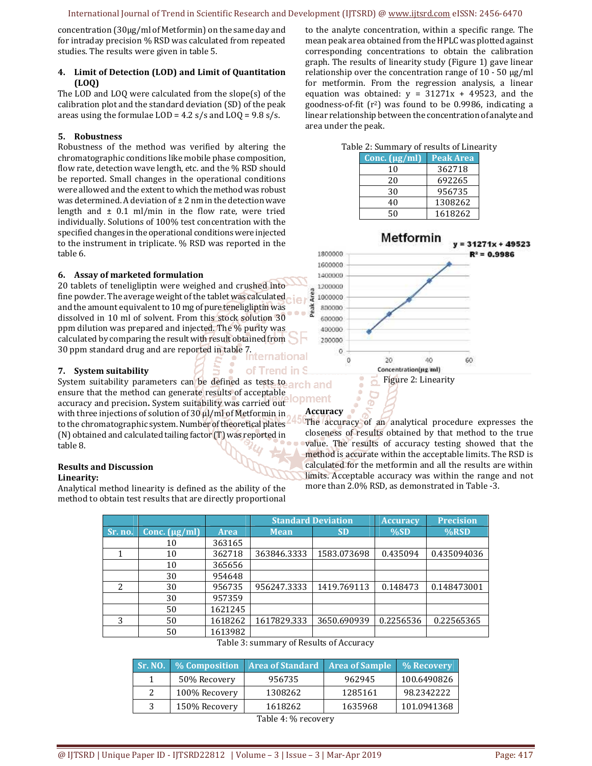concentration (30µg/ml of Metformin) on the same day and for intraday precision % RSD was calculated from repeated studies. The results were given in table 5.

### 4. Limit of Detection (LOD) and Limit of Quantitation (LOQ)

The LOD and LOQ were calculated from the slope(s) of the calibration plot and the standard deviation (SD) of the peak areas using the formulae LOD = 4.2 s/s and LOQ = 9.8 s/s.

### 5. Robustness

Robustness of the method was verified by altering the chromatographic conditions like mobile phase composition, flow rate, detection wave length, etc. and the % RSD should be reported. Small changes in the operational conditions were allowed and the extent to which the method was robust was determined. A deviation of ± 2 nm in the detection wave length and ± 0.1 ml/min in the flow rate, were tried individually. Solutions of 100% test concentration with the specified changes in the operational conditions were injected to the instrument in triplicate. % RSD was reported in the table 6.

### 6. Assay of marketed formulation

20 tablets of teneligliptin were weighed and crushed into fine powder. The average weight of the tablet was calculated and the amount equivalent to 10 mg of pure teneligliptin was dissolved in 10 ml of solvent. From this stock solution 30 ppm dilution was prepared and injected. The % purity was calculated by comparing the result with result obtained from 30 ppm standard drug and are reported in table 7.

### 7. System suitability

System suitability parameters can be defined as tests to ensure that the method can generate results of acceptable accuracy and precision**.** System suitability was carried out with three injections of solution of 30 µl/ml of Metformin in to the chromatographic system. Number of theoretical plates (N) obtained and calculated tailing factor (T) was reported in table 8.

## Results and Discussion

**Linearity:**

Analytical method linearity is defined as the ability of the method to obtain test results that are directly proportional to the analyte concentration, within a specific range. The mean peak area obtained from the HPLC was plotted against corresponding concentrations to obtain the calibration graph. The results of linearity study (Figure 1) gave linear relationship over the concentration range of 10 - 50 µg/ml for metformin. From the regression analysis, a linear equation was obtained: y = 31271x + 49523, and the goodness-of-fit ($r^2$) was found to be 0.9986, indicating a linear relationship between the concentration of analyte and area under the peak.

Table 2: Summary of results of Linearity

| Conc. (µg/ml) | Peak Area |
|---|---|
| 10 | 362718 |
| 20 | 692265 |
| 30 | 956735 |
| 40 | 1308262 |
| 50 | 1618262 |

Figure 2: Linearity

**Accuracy**

The accuracy of an analytical procedure expresses the closeness of results obtained by that method to the true value. The results of accuracy testing showed that the method is accurate within the acceptable limits. The RSD is calculated for the metformin and all the results are within limits. Acceptable accuracy was within the range and not more than 2.0% RSD, as demonstrated in Table -3.

| Sr. no. | Conc. (µg/ml) | Area | Standard Deviation | | Accuracy | Precision |
|---|---|---|---|---|---|---|
| | | | Mean | SD | %SD | %RSD |
| | 10 | 363165 | | | | |
| 1 | 10 | 362718 | 363846.3333 | 1583.073698 | 0.435094 | 0.435094036 |
| | 10 | 365656 | | | | |
| | 30 | 954648 | | | | |
| 2 | 30 | 956735 | 956247.3333 | 1419.769113 | 0.148473 | 0.148473001 |
| | 30 | 957359 | | | | |
| | 50 | 1621245 | | | | |
| 3 | 50 | 1618262 | 1617829.333 | 3650.690939 | 0.2256536 | 0.22565365 |
| | 50 | 1613982 | | | | |

Table 3: summary of Results of Accuracy

| Sr. NO. | % Composition | Area of Standard | Area of Sample | % Recovery |
|---|---|---|---|---|
| 1 | 50% Recovery | 956735 | 962945 | 100.6490826 |
| 2 | 100% Recovery | 1308262 | 1285161 | 98.2342222 |
| 3 | 150% Recovery | 1618262 | 1635968 | 101.0941368 |

Table 4: % recovery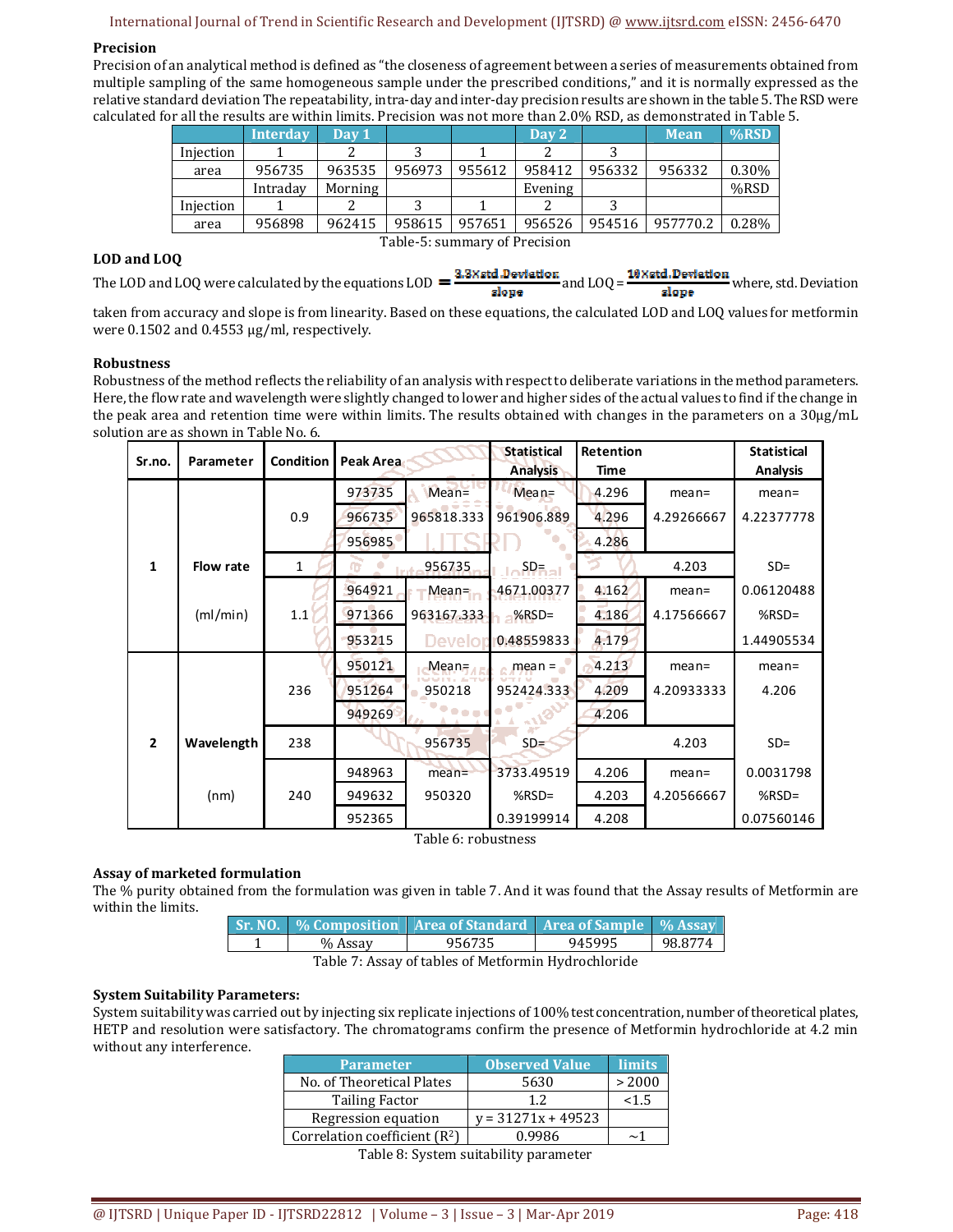## Precision

Precision of an analytical method is defined as "the closeness of agreement between a series of measurements obtained from multiple sampling of the same homogeneous sample under the prescribed conditions," and it is normally expressed as the relative standard deviation The repeatability, intra-day and inter-day precision results are shown in the table 5. The RSD were calculated for all the results are within limits. Precision was not more than 2.0% RSD, as demonstrated in Table 5.

| | Interday | Day 1 | | | Day 2 | | Mean | %RSD |
|---|---|---|---|---|---|---|---|---|
| Injection | 1 | 2 | 3 | 1 | 2 | 3 | | |
| area | 956735 | 963535 | 956973 | 955612 | 958412 | 956332 | 956332 | 0.30% |
| | Intraday | Morning | | | Evening | | | %RSD |
| Injection | 1 | 2 | 3 | 1 | 2 | 3 | | |
| area | 956898 | 962415 | 958615 | 957651 | 956526 | 954516 | 957770.2 | 0.28% |

Table-5: summary of Precision

## LOD and LOQ

The LOD and LOQ were calculated by the equations LOD $= \frac{3.3 \times std.Deviation}{slope}$ and LOQ $= \frac{10 \times std.Deviation}{slope}$ where, std. Deviation taken from accuracy and slope is from linearity. Based on these equations, the calculated LOD and LOQ values for metformin were 0.1502 and 0.4553 µg/ml, respectively.

## Robustness

Robustness of the method reflects the reliability of an analysis with respect to deliberate variations in the method parameters. Here, the flow rate and wavelength were slightly changed to lower and higher sides of the actual values to find if the change in the peak area and retention time were within limits. The results obtained with changes in the parameters on a 30µg/mL solution are as shown in Table No. 6.

| Sr.no. | Parameter | Condition | Peak Area | | Statistical Analysis | Retention Time | | Statistical Analysis |
|---|---|---|---|---|---|---|---|---|
| 1 | Flow rate (ml/min) | 0.9 | 973735 | Mean= | Mean= | 4.296 | mean= | mean= |
| | | | 966735 | 965818.333 | 961906.889 | 4.296 | 4.29266667 | 4.22377778 |
| | | | 956985 | | | 4.286 | | |
| | | 1 | 956735 | | SD= | 4.203 | | SD= |
| | | 1.1 | 964921 | Mean= | 4671.00377 | 4.162 | mean= | 0.06120488 |
| | | | 971366 | 963167.333 | %RSD= | 4.186 | 4.17566667 | %RSD= |
| | | | 953215 | | 0.48559833 | 4.179 | | 1.44905534 |
| 2 | Wavelength (nm) | 236 | 950121 | Mean= | mean = | 4.213 | mean= | mean= |
| | | | 951264 | 950218 | 952424.333 | 4.209 | 4.20933333 | 4.206 |
| | | | 949269 | | | 4.206 | | |
| | | 238 | 956735 | | SD= | 4.203 | | SD= |
| | | 240 | 948963 | mean= | 3733.49519 | 4.206 | mean= | 0.0031798 |
| | | | 949632 | 950320 | %RSD= | 4.203 | 4.20566667 | %RSD= |
| | | | 952365 | | 0.39199914 | 4.208 | | 0.07560146 |

Table 6: robustness

## Assay of marketed formulation

The % purity obtained from the formulation was given in table 7. And it was found that the Assay results of Metformin are within the limits.

| Sr. NO. | % Composition | Area of Standard | Area of Sample | % Assay |
|---|---|---|---|---|
| 1 | % Assay | 956735 | 945995 | 98.8774 |

Table 7: Assay of tables of Metformin Hydrochloride

## System Suitability Parameters:

System suitability was carried out by injecting six replicate injections of 100% test concentration, number of theoretical plates, HETP and resolution were satisfactory. The chromatograms confirm the presence of Metformin hydrochloride at 4.2 min without any interference.

| Parameter | Observed Value | limits |
|---|---|---|
| No. of Theoretical Plates | 5630 | > 2000 |
| Tailing Factor | 1.2 | <1.5 |
| Regression equation | y = 31271x + 49523 | |
| Correlation coefficient ($R^2$) | 0.9986 | ~1 |

Table 8: System suitability parameter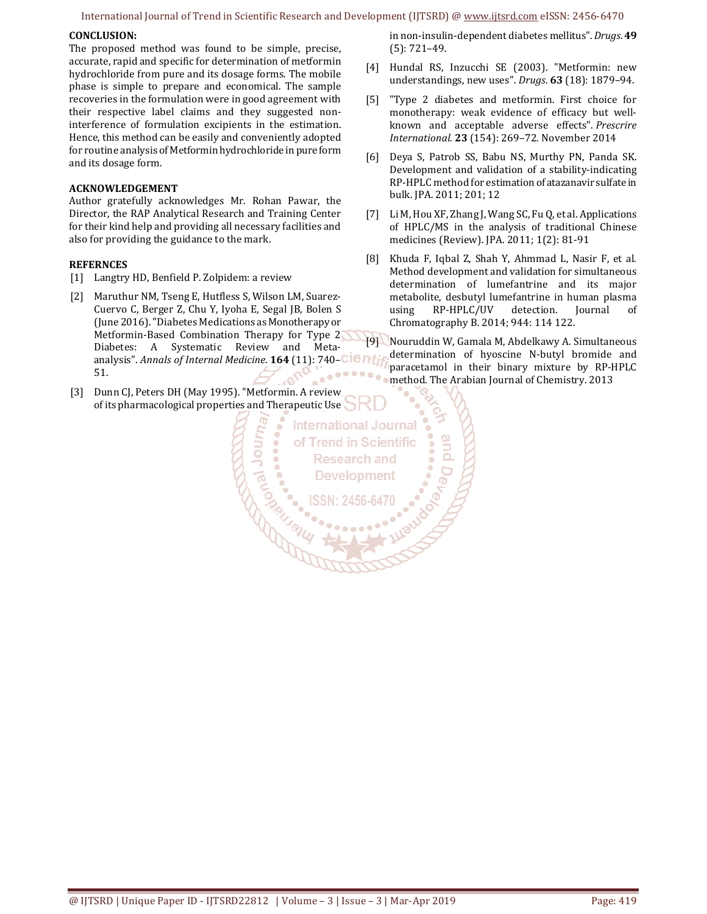## CONCLUSION:

The proposed method was found to be simple, precise, accurate, rapid and specific for determination of metformin hydrochloride from pure and its dosage forms. The mobile phase is simple to prepare and economical. The sample recoveries in the formulation were in good agreement with their respective label claims and they suggested non-interference of formulation excipients in the estimation. Hence, this method can be easily and conveniently adopted for routine analysis of Metformin hydrochloride in pure form and its dosage form.

## ACKNOWLEDGEMENT

Author gratefully acknowledges Mr. Rohan Pawar, the Director, the RAP Analytical Research and Training Center for their kind help and providing all necessary facilities and also for providing the guidance to the mark.

## REFERNCES

[1] Langtry HD, Benfield P. Zolpidem: a review

[2] Maruthur NM, Tseng E, Hutfless S, Wilson LM, Suarez-Cuervo C, Berger Z, Chu Y, Iyoha E, Segal JB, Bolen S (June 2016). "Diabetes Medications as Monotherapy or Metformin-Based Combination Therapy for Type 2 Diabetes: A Systematic Review and Meta-analysis". *Annals of Internal Medicine*. **164** (11): 740–51.

[3] Dunn CJ, Peters DH (May 1995). "Metformin. A review of its pharmacological properties and Therapeutic Use in non-insulin-dependent diabetes mellitus". *Drugs*. **49** (5): 721–49.

[4] Hundal RS, Inzucchi SE (2003). "Metformin: new understandings, new uses". *Drugs*. **63** (18): 1879–94.

[5] "Type 2 diabetes and metformin. First choice for monotherapy: weak evidence of efficacy but well-known and acceptable adverse effects". *Prescrire International*. **23** (154): 269–72. November 2014

[6] Deya S, Patrob SS, Babu NS, Murthy PN, Panda SK. Development and validation of a stability-indicating RP-HPLC method for estimation of atazanavir sulfate in bulk. JPA. 2011; 201; 12

[7] Li M, Hou XF, Zhang J, Wang SC, Fu Q, et al. Applications of HPLC/MS in the analysis of traditional Chinese medicines (Review). JPA. 2011; 1(2): 81-91

[8] Khuda F, Iqbal Z, Shah Y, Ahmmad L, Nasir F, et al. Method development and validation for simultaneous determination of lumefantrine and its major metabolite, desbutyl lumefantrine in human plasma using RP-HPLC/UV detection. Journal of Chromatography B. 2014; 944: 114 122.

[9] Nouruddin W, Gamala M, Abdelkawy A. Simultaneous determination of hyoscine N-butyl bromide and paracetamol in their binary mixture by RP-HPLC method. The Arabian Journal of Chemistry. 2013